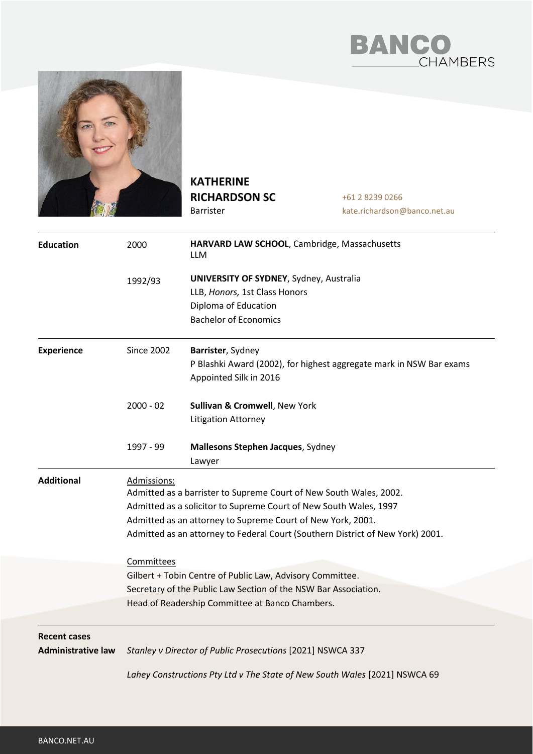BANCO CHAMBERS

# KATHERINE RICHARDSON SC

Barrister

+61 2 8239 0266
kate.richardson@banco.net.au

## Education

| | | |
|---|---|---|
| **Education** | 2000 | **HARVARD LAW SCHOOL**, Cambridge, Massachusetts<br>LLM |
| | 1992/93 | **UNIVERSITY OF SYDNEY**, Sydney, Australia<br>LLB, *Honors,* 1st Class Honors<br>Diploma of Education<br>Bachelor of Economics |

## Experience

| | | |
|---|---|---|
| **Experience** | Since 2002 | **Barrister**, Sydney<br>P Blashki Award (2002), for highest aggregate mark in NSW Bar exams<br>Appointed Silk in 2016 |
| | 2000 - 02 | **Sullivan & Cromwell**, New York<br>Litigation Attorney |
| | 1997 - 99 | **Mallesons Stephen Jacques**, Sydney<br>Lawyer |

## Additional

Admissions:

Admitted as a barrister to Supreme Court of New South Wales, 2002.
Admitted as a solicitor to Supreme Court of New South Wales, 1997
Admitted as an attorney to Supreme Court of New York, 2001.
Admitted as an attorney to Federal Court (Southern District of New York) 2001.

Committees

Gilbert + Tobin Centre of Public Law, Advisory Committee.
Secretary of the Public Law Section of the NSW Bar Association.
Head of Readership Committee at Banco Chambers.

## Recent cases

**Administrative law**

*Stanley v Director of Public Prosecutions* [2021] NSWCA 337

*Lahey Constructions Pty Ltd v The State of New South Wales* [2021] NSWCA 69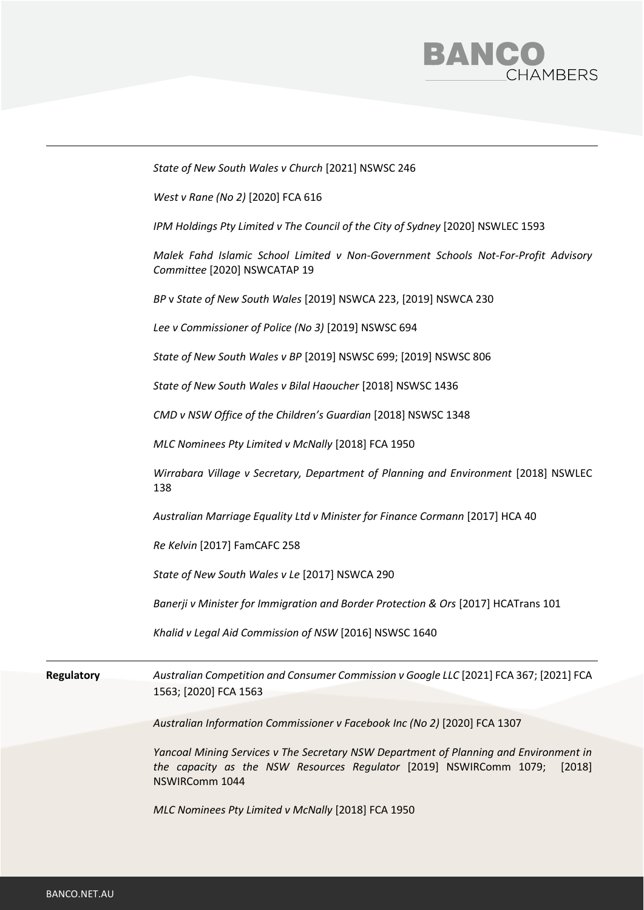*State of New South Wales v Church* [2021] NSWSC 246

*West v Rane (No 2)* [2020] FCA 616

*IPM Holdings Pty Limited v The Council of the City of Sydney* [2020] NSWLEC 1593

*Malek Fahd Islamic School Limited v Non-Government Schools Not-For-Profit Advisory Committee* [2020] NSWCATAP 19

*BP* v *State of New South Wales* [2019] NSWCA 223, [2019] NSWCA 230

*Lee v Commissioner of Police (No 3)* [2019] NSWSC 694

*State of New South Wales v BP* [2019] NSWSC 699; [2019] NSWSC 806

*State of New South Wales v Bilal Haoucher* [2018] NSWSC 1436

*CMD v NSW Office of the Children's Guardian* [2018] NSWSC 1348

*MLC Nominees Pty Limited v McNally* [2018] FCA 1950

*Wirrabara Village v Secretary, Department of Planning and Environment* [2018] NSWLEC 138

*Australian Marriage Equality Ltd v Minister for Finance Cormann* [2017] HCA 40

*Re Kelvin* [2017] FamCAFC 258

*State of New South Wales v Le* [2017] NSWCA 290

*Banerji v Minister for Immigration and Border Protection & Ors* [2017] HCATrans 101

*Khalid v Legal Aid Commission of NSW* [2016] NSWSC 1640

**Regulatory**

*Australian Competition and Consumer Commission v Google LLC* [2021] FCA 367; [2021] FCA 1563; [2020] FCA 1563

*Australian Information Commissioner v Facebook Inc (No 2)* [2020] FCA 1307

*Yancoal Mining Services v The Secretary NSW Department of Planning and Environment in the capacity as the NSW Resources Regulator* [2019] NSWIRComm 1079; [2018] NSWIRComm 1044

*MLC Nominees Pty Limited v McNally* [2018] FCA 1950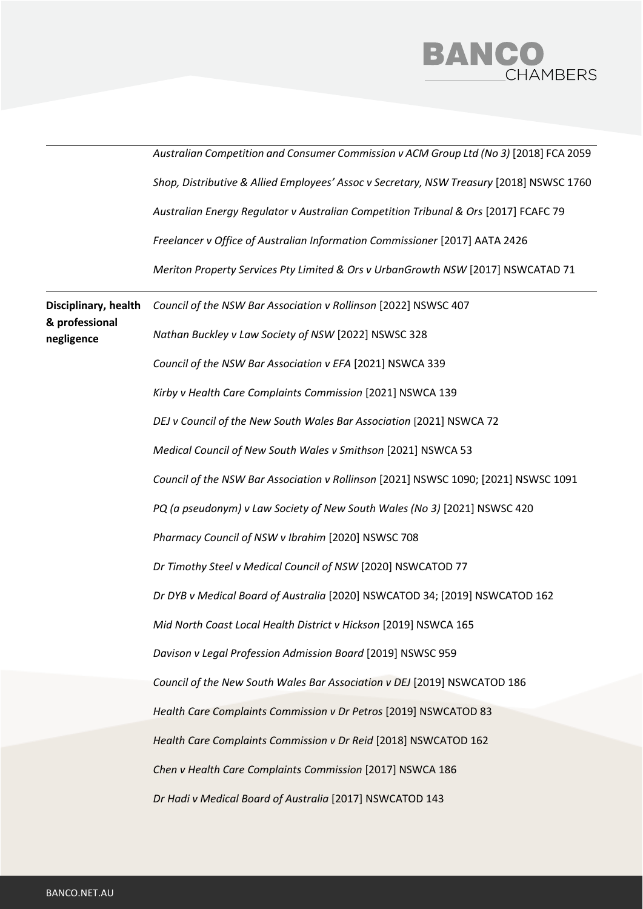| | |
|---|---|
| | *Australian Competition and Consumer Commission v ACM Group Ltd (No 3)* [2018] FCA 2059 |
| | *Shop, Distributive & Allied Employees' Assoc v Secretary, NSW Treasury* [2018] NSWSC 1760 |
| | *Australian Energy Regulator v Australian Competition Tribunal & Ors* [2017] FCAFC 79 |
| | *Freelancer v Office of Australian Information Commissioner* [2017] AATA 2426 |
| | *Meriton Property Services Pty Limited & Ors v UrbanGrowth NSW* [2017] NSWCATAD 71 |
| **Disciplinary, health & professional negligence** | *Council of the NSW Bar Association v Rollinson* [2022] NSWSC 407 |
| | *Nathan Buckley v Law Society of NSW* [2022] NSWSC 328 |
| | *Council of the NSW Bar Association v EFA* [2021] NSWCA 339 |
| | *Kirby v Health Care Complaints Commission* [2021] NSWCA 139 |
| | *DEJ v Council of the New South Wales Bar Association* [2021] NSWCA 72 |
| | *Medical Council of New South Wales v Smithson* [2021] NSWCA 53 |
| | *Council of the NSW Bar Association v Rollinson* [2021] NSWSC 1090; [2021] NSWSC 1091 |
| | *PQ (a pseudonym) v Law Society of New South Wales (No 3)* [2021] NSWSC 420 |
| | *Pharmacy Council of NSW v Ibrahim* [2020] NSWSC 708 |
| | *Dr Timothy Steel v Medical Council of NSW* [2020] NSWCATOD 77 |
| | *Dr DYB v Medical Board of Australia* [2020] NSWCATOD 34; [2019] NSWCATOD 162 |
| | *Mid North Coast Local Health District v Hickson* [2019] NSWCA 165 |
| | *Davison v Legal Profession Admission Board* [2019] NSWSC 959 |
| | *Council of the New South Wales Bar Association v DEJ* [2019] NSWCATOD 186 |
| | *Health Care Complaints Commission v Dr Petros* [2019] NSWCATOD 83 |
| | *Health Care Complaints Commission v Dr Reid* [2018] NSWCATOD 162 |
| | *Chen v Health Care Complaints Commission* [2017] NSWCA 186 |
| | *Dr Hadi v Medical Board of Australia* [2017] NSWCATOD 143 |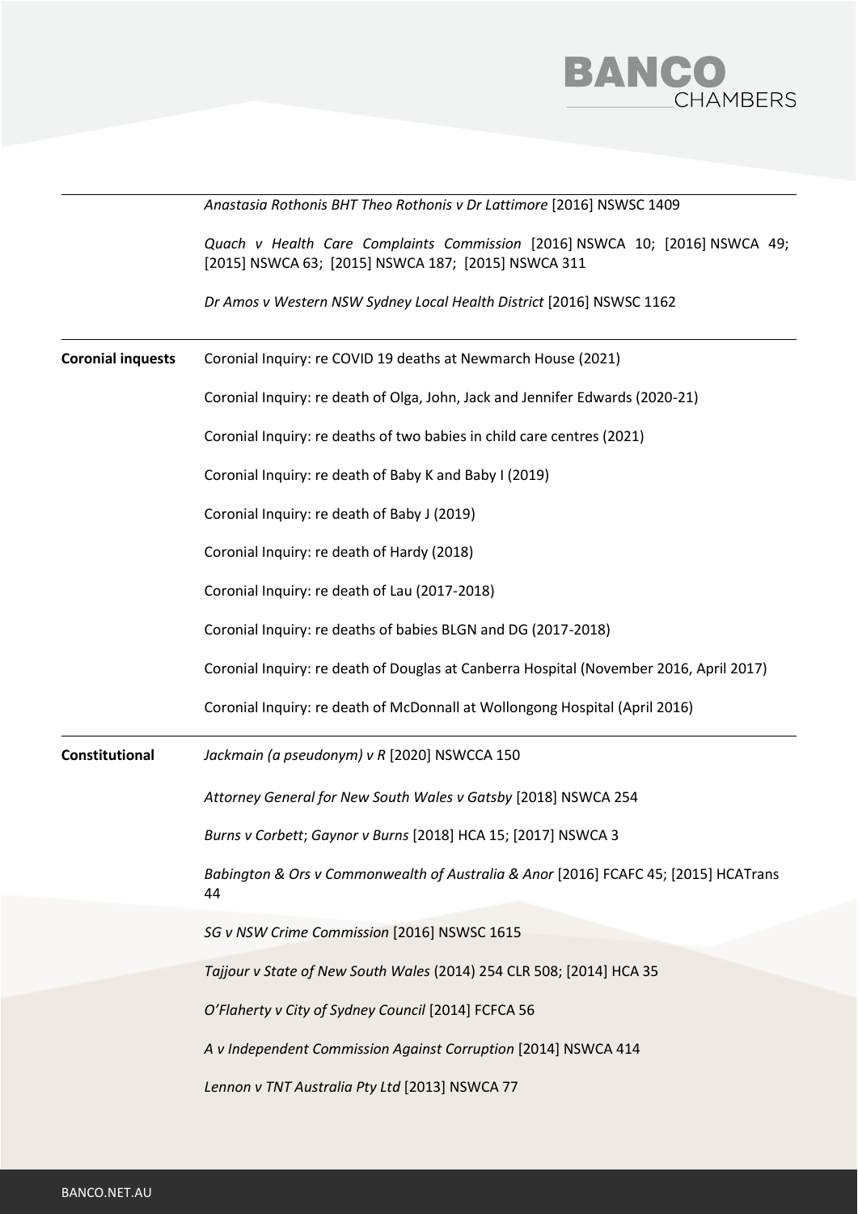| | |
|---|---|
| | *Anastasia Rothonis BHT Theo Rothonis v Dr Lattimore* [2016] NSWSC 1409 |
| | *Quach v Health Care Complaints Commission* [2016] NSWCA 10; [2016] NSWCA 49; [2015] NSWCA 63; [2015] NSWCA 187; [2015] NSWCA 311 |
| | *Dr Amos v Western NSW Sydney Local Health District* [2016] NSWSC 1162 |
| **Coronial inquests** | Coronial Inquiry: re COVID 19 deaths at Newmarch House (2021) |
| | Coronial Inquiry: re death of Olga, John, Jack and Jennifer Edwards (2020-21) |
| | Coronial Inquiry: re deaths of two babies in child care centres (2021) |
| | Coronial Inquiry: re death of Baby K and Baby I (2019) |
| | Coronial Inquiry: re death of Baby J (2019) |
| | Coronial Inquiry: re death of Hardy (2018) |
| | Coronial Inquiry: re death of Lau (2017-2018) |
| | Coronial Inquiry: re deaths of babies BLGN and DG (2017-2018) |
| | Coronial Inquiry: re death of Douglas at Canberra Hospital (November 2016, April 2017) |
| | Coronial Inquiry: re death of McDonnall at Wollongong Hospital (April 2016) |
| **Constitutional** | *Jackmain (a pseudonym) v R* [2020] NSWCCA 150 |
| | *Attorney General for New South Wales v Gatsby* [2018] NSWCA 254 |
| | *Burns v Corbett*; *Gaynor v Burns* [2018] HCA 15; [2017] NSWCA 3 |
| | *Babington & Ors v Commonwealth of Australia & Anor* [2016] FCAFC 45; [2015] HCATrans 44 |
| | *SG v NSW Crime Commission* [2016] NSWSC 1615 |
| | *Tajjour v State of New South Wales* (2014) 254 CLR 508; [2014] HCA 35 |
| | *O'Flaherty v City of Sydney Council* [2014] FCFCA 56 |
| | *A v Independent Commission Against Corruption* [2014] NSWCA 414 |
| | *Lennon v TNT Australia Pty Ltd* [2013] NSWCA 77 |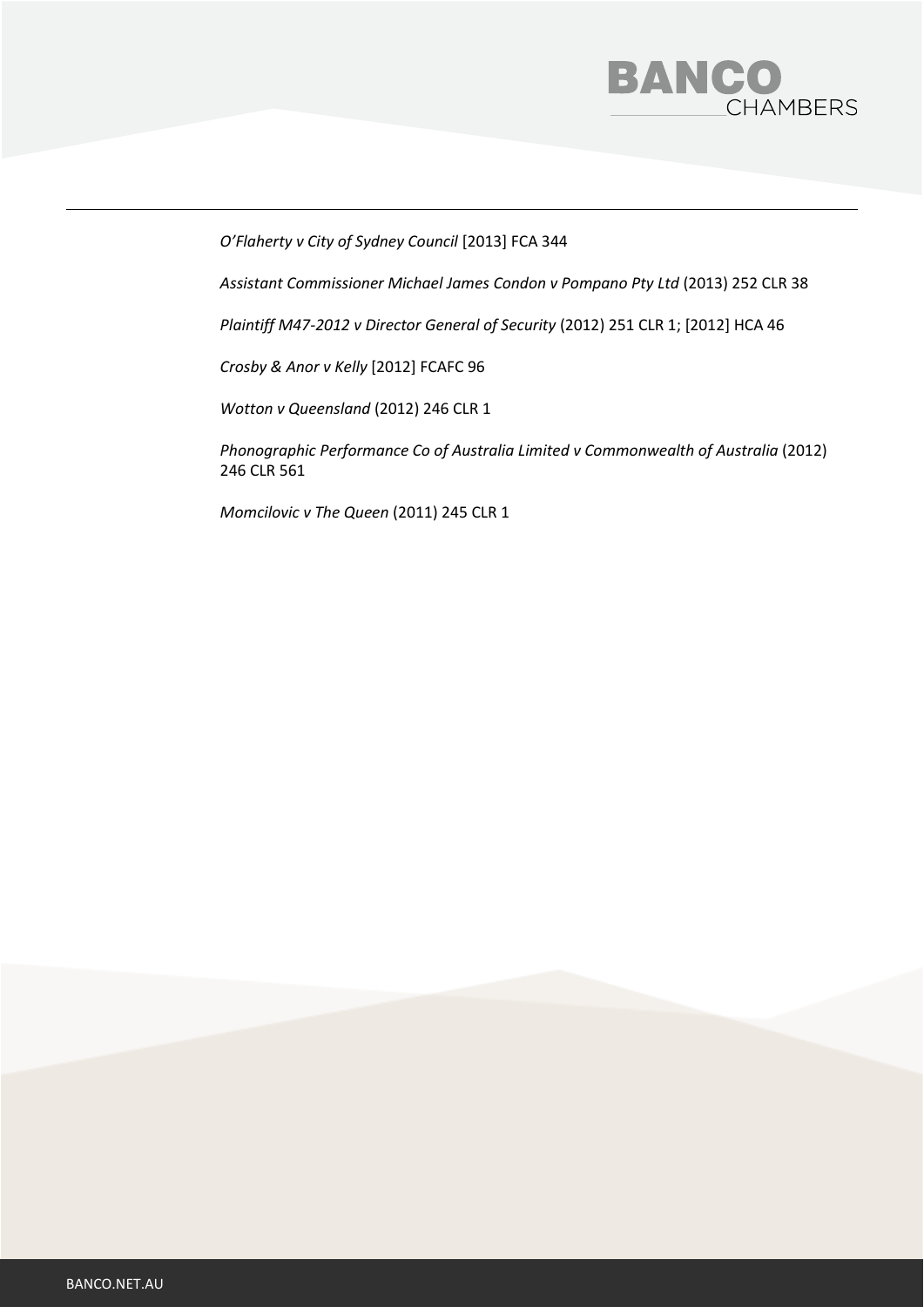*O'Flaherty v City of Sydney Council* [2013] FCA 344

*Assistant Commissioner Michael James Condon v Pompano Pty Ltd* (2013) 252 CLR 38

*Plaintiff M47-2012 v Director General of Security* (2012) 251 CLR 1; [2012] HCA 46

*Crosby & Anor v Kelly* [2012] FCAFC 96

*Wotton v Queensland* (2012) 246 CLR 1

*Phonographic Performance Co of Australia Limited v Commonwealth of Australia* (2012) 246 CLR 561

*Momcilovic v The Queen* (2011) 245 CLR 1